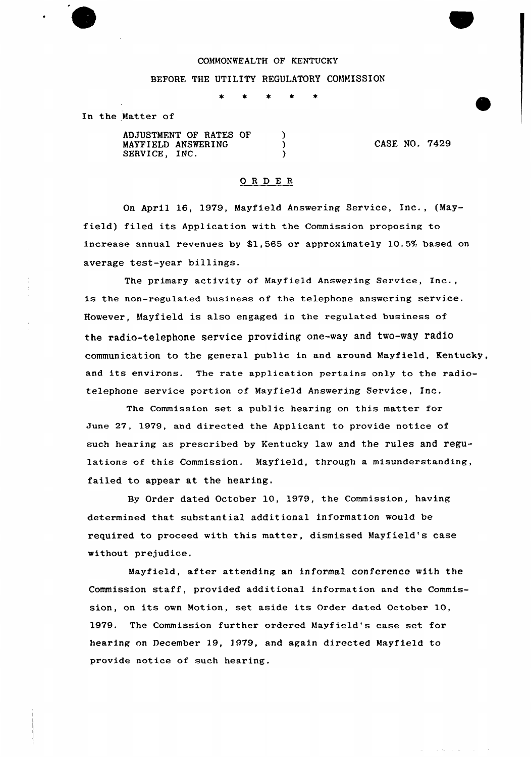COMMONWEALTH OF KENTUCKY

BEFORE THE UTILITY REGULATORY COMMISSION

\* \* \* \* \*

In the Matter of

ADJUSTMENT OF RATES OF MAYFIELD ANSWERING SERVICE, INC. ) CASE NO. 7429

## ORDER

On April 16, 1979, Mayfield Answering Service, Inc., (Mayfield) filed its Application with the Commission proposing to increase annual revenues by $1,565 or approximately 10.5% based on average test-year billings.

The primary activity of Mayfield Answering Service, Inc., is the non-regulated business of the telephone answering service. However, Mayfield is also engaged in the regulated business of the radio-telephone service providing one-way and two-way radio communication to the general public in and around Mayfield, Kentucky, and its environs. The rate application pertains only to the radio-telephone service portion of Mayfield Answering Service, Inc.

The Commission set a public hearing on this matter for June 27, 1979, and directed the Applicant to provide notice of such hearing as prescribed by Kentucky law and the rules and regulations of this Commission. Mayfield, through a misunderstanding, failed to appear at the hearing.

By Order dated October 10, 1979, the Commission, having determined that substantial additional information would be required to proceed with this matter, dismissed Mayfield's case without prejudice.

Mayfield, after attending an informal conference with the Commission staff, provided additional information and the Commission, on its own Motion, set aside its Order dated October 10, 1979. The Commission further ordered Mayfield's case set for hearing on December 19, 1979, and again directed Mayfield to provide notice of such hearing.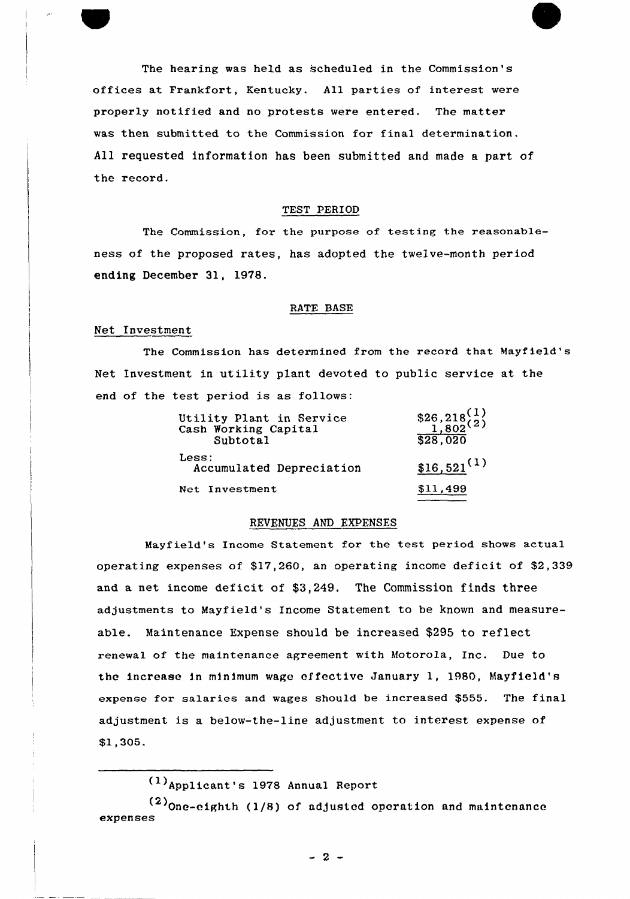The hearing was held as scheduled in the Commission's offices at Frankfort, Kentucky. All parties of interest were properly notified and no protests were entered. The matter was then submitted to the Commission for final determination. All requested information has been submitted and made a part of the record.

## TEST PERIOD

The Commission, for the purpose of testing the reasonableness of the proposed rates, has adopted the twelve-month period ending December 31, 1978.

## RATE BASE

### Net Investment

The Commission has determined from the record that Mayfield's Net Investment in utility plant devoted to public service at the end of the test period is as follows:

| | |
|---|---|
| Utility Plant in Service | $26,218[1] |
| Cash Working Capital | 1,802[2] |
| Subtotal | $28,020 |
| Less: | |
| Accumulated Depreciation | $16,521[1] |
| Net Investment | $11,499 |

## REVENUES AND EXPENSES

Mayfield's Income Statement for the test period shows actual operating expenses of $17,260, an operating income deficit of $2,339 and a net income deficit of $3,249. The Commission finds three adjustments to Mayfield's Income Statement to be known and measureable. Maintenance Expense should be increased $295 to reflect renewal of the maintenance agreement with Motorola, Inc. Due to the increase in minimum wage effective January 1, 1980, Mayfield's expense for salaries and wages should be increased $555. The final adjustment is a below-the-line adjustment to interest expense of $1,305.

---

[1] Applicant's 1978 Annual Report

[2] One-eighth (1/8) of adjusted operation and maintenance expenses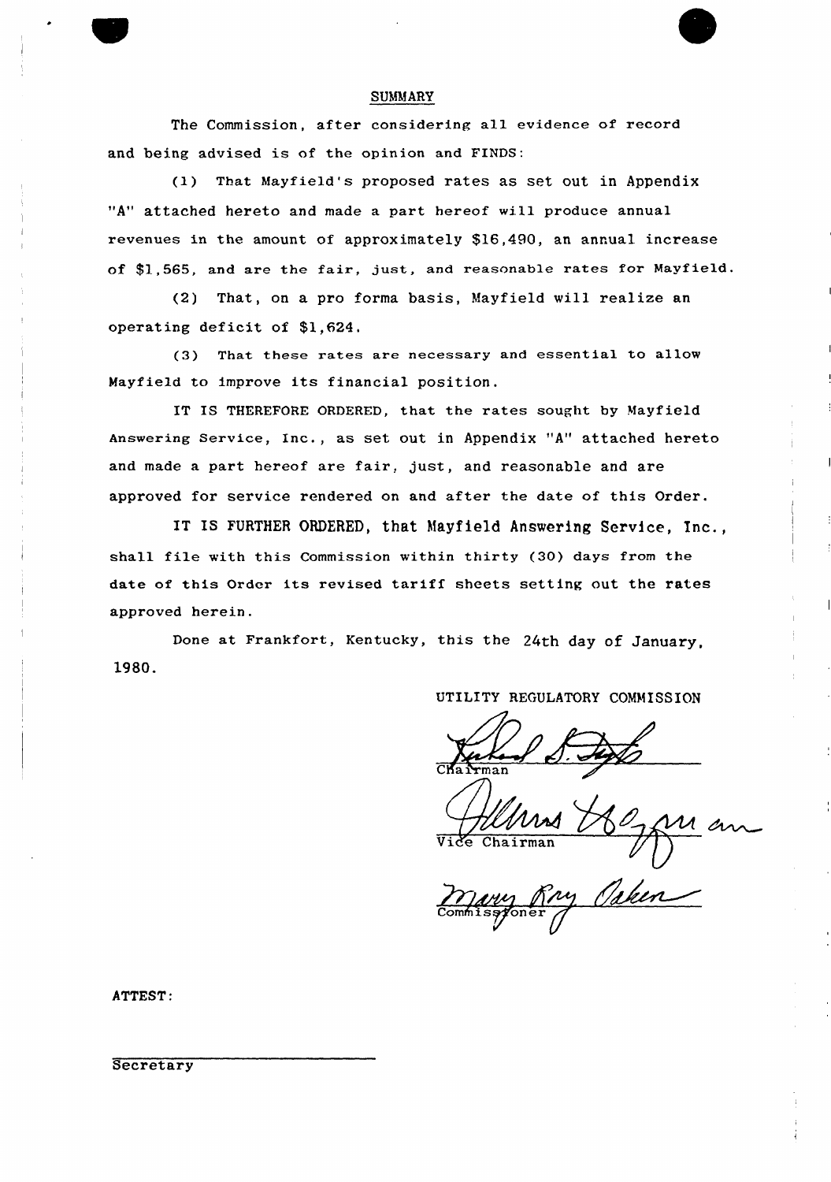## SUMMARY

The Commission, after considering all evidence of record and being advised is of the opinion and FINDS:

(1) That Mayfield's proposed rates as set out in Appendix "A" attached hereto and made a part hereof will produce annual revenues in the amount of approximately $16,490, an annual increase of $1,565, and are the fair, just, and reasonable rates for Mayfield.

(2) That, on a pro forma basis, Mayfield will realize an operating deficit of $1,624.

(3) That these rates are necessary and essential to allow Mayfield to improve its financial position.

IT IS THEREFORE ORDERED, that the rates sought by Mayfield Answering Service, Inc., as set out in Appendix "A" attached hereto and made a part hereof are fair, just, and reasonable and are approved for service rendered on and after the date of this Order.

IT IS FURTHER ORDERED, that Mayfield Answering Service, Inc., shall file with this Commission within thirty (30) days from the date of this Order its revised tariff sheets setting out the rates approved herein.

Done at Frankfort, Kentucky, this the 24th day of January, 1980.

UTILITY REGULATORY COMMISSION

Chairman

Vice Chairman

Commissioner

ATTEST:

Secretary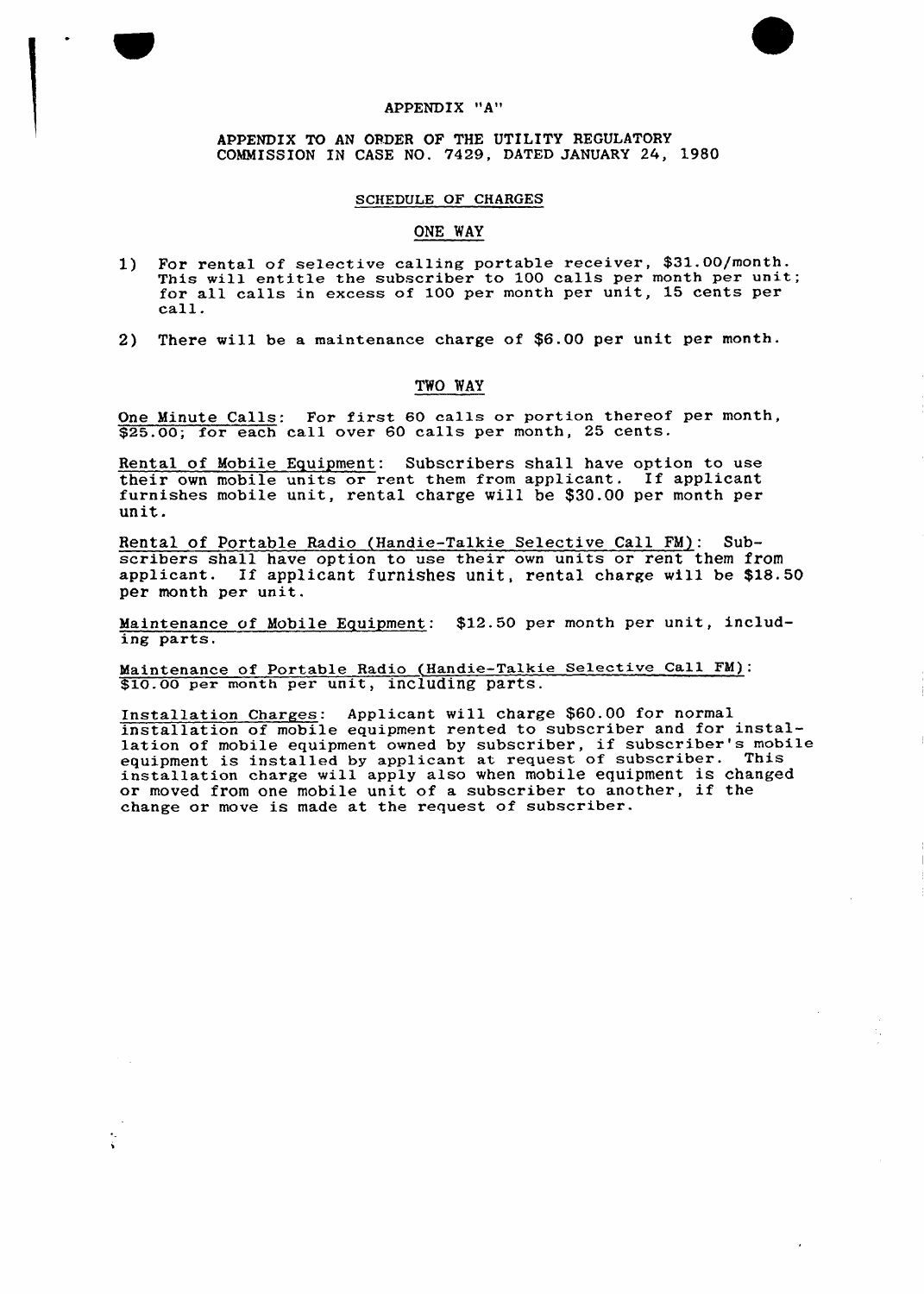APPENDIX "A"

APPENDIX TO AN ORDER OF THE UTILITY REGULATORY COMMISSION IN CASE NO. 7429, DATED JANUARY 24, 1980

SCHEDULE OF CHARGES

ONE WAY

1) For rental of selective calling portable receiver, $31.00/month. This will entitle the subscriber to 100 calls per month per unit; for all calls in excess of 100 per month per unit, 15 cents per call.

2) There will be a maintenance charge of $6.00 per unit per month.

TWO WAY

One Minute Calls: For first 60 calls or portion thereof per month, $25.00; for each call over 60 calls per month, 25 cents.

Rental of Mobile Equipment: Subscribers shall have option to use their own mobile units or rent them from applicant. If applicant furnishes mobile unit, rental charge will be $30.00 per month per unit.

Rental of Portable Radio (Handie-Talkie Selective Call FM): Subscribers shall have option to use their own units or rent them from applicant. If applicant furnishes unit, rental charge will be $18.50 per month per unit.

Maintenance of Mobile Equipment: $12.50 per month per unit, including parts.

Maintenance of Portable Radio (Handie-Talkie Selective Call FM): $10.00 per month per unit, including parts.

Installation Charges: Applicant will charge $60.00 for normal installation of mobile equipment rented to subscriber and for installation of mobile equipment owned by subscriber, if subscriber's mobile equipment is installed by applicant at request of subscriber. This installation charge will apply also when mobile equipment is changed or moved from one mobile unit of a subscriber to another, if the change or move is made at the request of subscriber.